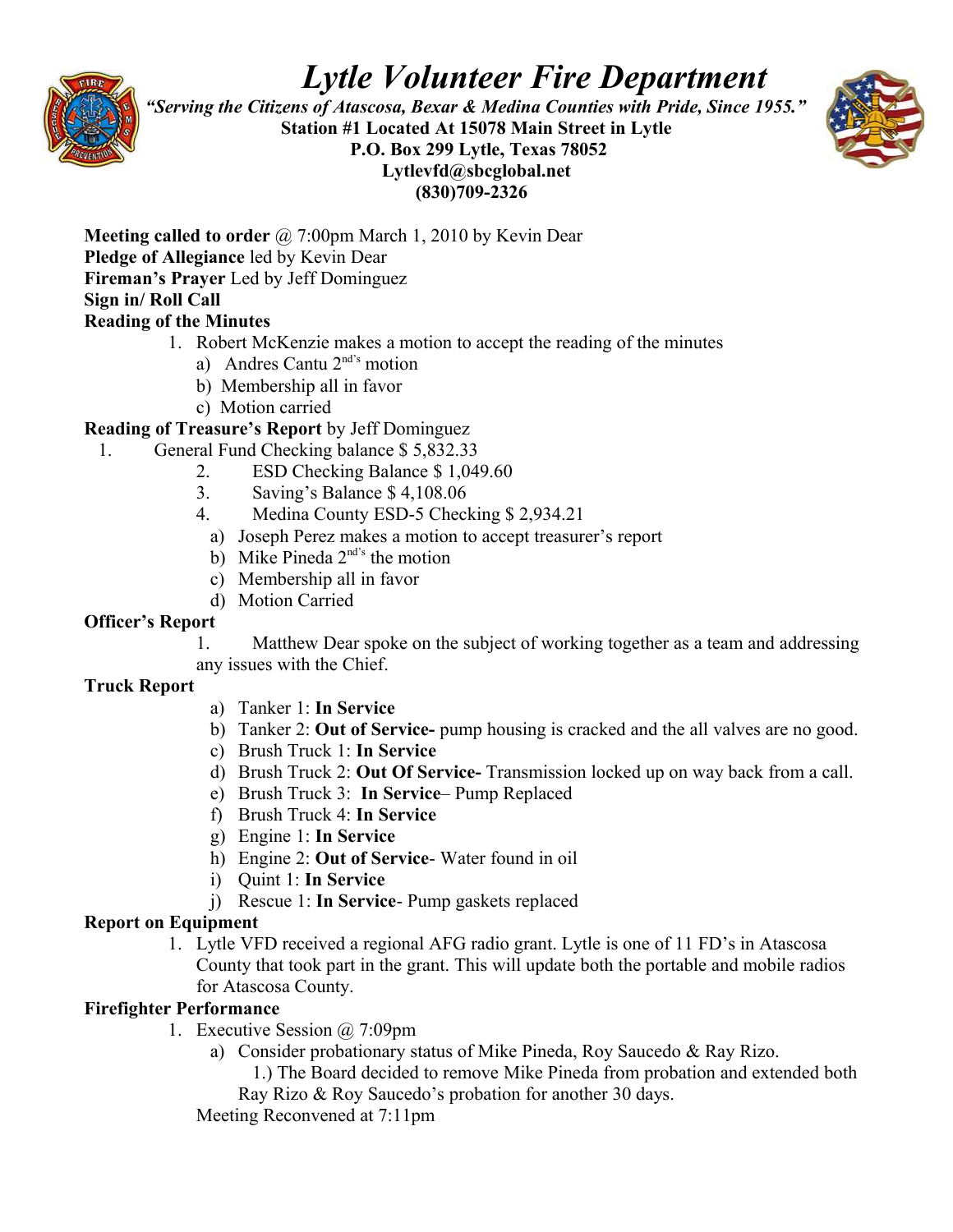# Lytle Volunteer Fire Department

***"Serving the Citizens of Atascosa, Bexar & Medina Counties with Pride, Since 1955."***
**Station #1 Located At 15078 Main Street in Lytle**
**P.O. Box 299 Lytle, Texas 78052**
**Lytlevfd@sbcglobal.net**
**(830)709-2326**

**Meeting called to order** @ 7:00pm March 1, 2010 by Kevin Dear
**Pledge of Allegiance** led by Kevin Dear
**Fireman's Prayer** Led by Jeff Dominguez
**Sign in/ Roll Call**
**Reading of the Minutes**

1. Robert McKenzie makes a motion to accept the reading of the minutes
   a) Andres Cantu 2nd's motion
   b) Membership all in favor
   c) Motion carried

**Reading of Treasure's Report** by Jeff Dominguez

1. General Fund Checking balance $ 5,832.33
2. ESD Checking Balance $ 1,049.60
3. Saving's Balance $ 4,108.06
4. Medina County ESD-5 Checking $ 2,934.21
   a) Joseph Perez makes a motion to accept treasurer's report
   b) Mike Pineda 2nd's the motion
   c) Membership all in favor
   d) Motion Carried

**Officer's Report**

1. Matthew Dear spoke on the subject of working together as a team and addressing any issues with the Chief.

**Truck Report**

a) Tanker 1: **In Service**
b) Tanker 2: **Out of Service-** pump housing is cracked and the all valves are no good.
c) Brush Truck 1: **In Service**
d) Brush Truck 2: **Out Of Service-** Transmission locked up on way back from a call.
e) Brush Truck 3: **In Service**– Pump Replaced
f) Brush Truck 4: **In Service**
g) Engine 1: **In Service**
h) Engine 2: **Out of Service**- Water found in oil
i) Quint 1: **In Service**
j) Rescue 1: **In Service**- Pump gaskets replaced

**Report on Equipment**

1. Lytle VFD received a regional AFG radio grant. Lytle is one of 11 FD's in Atascosa County that took part in the grant. This will update both the portable and mobile radios for Atascosa County.

**Firefighter Performance**

1. Executive Session @ 7:09pm
   a) Consider probationary status of Mike Pineda, Roy Saucedo & Ray Rizo.
      1.) The Board decided to remove Mike Pineda from probation and extended both Ray Rizo & Roy Saucedo's probation for another 30 days.

   Meeting Reconvened at 7:11pm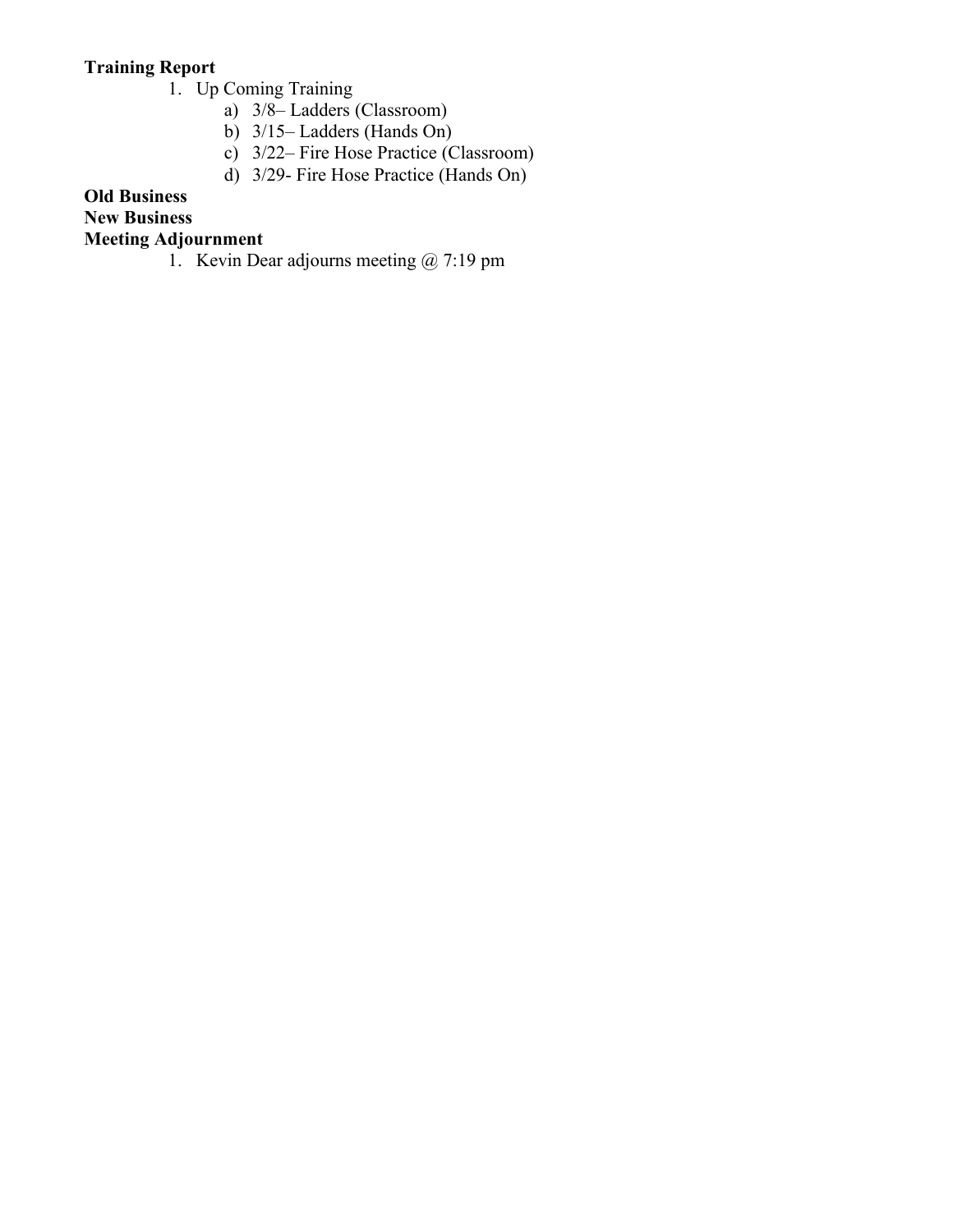**Training Report**

1. Up Coming Training
    a) 3/8– Ladders (Classroom)
    b) 3/15– Ladders (Hands On)
    c) 3/22– Fire Hose Practice (Classroom)
    d) 3/29- Fire Hose Practice (Hands On)

**Old Business**

**New Business**

**Meeting Adjournment**

1. Kevin Dear adjourns meeting @ 7:19 pm